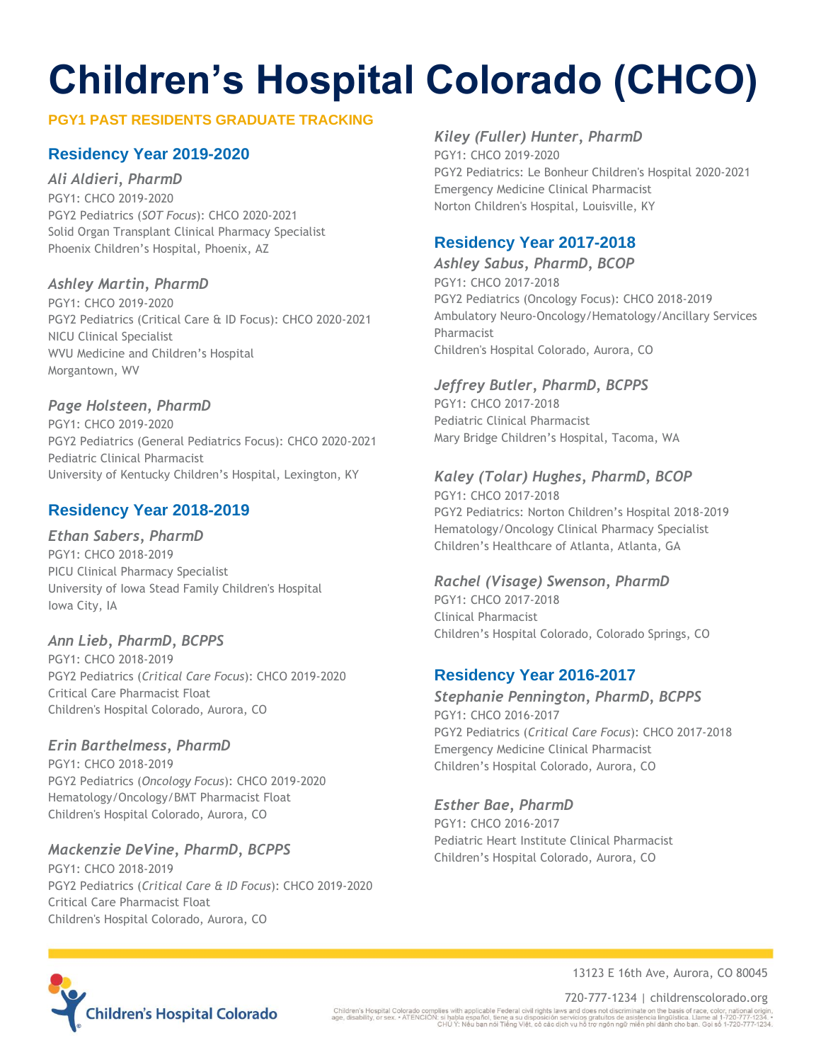# Children's Hospital Colorado (CHCO)

**PGY1 PAST RESIDENTS GRADUATE TRACKING**

## Residency Year 2019-2020

### *Ali Aldieri, PharmD*

PGY1: CHCO 2019-2020
PGY2 Pediatrics (*SOT Focus*): CHCO 2020-2021
Solid Organ Transplant Clinical Pharmacy Specialist
Phoenix Children's Hospital, Phoenix, AZ

### *Ashley Martin, PharmD*

PGY1: CHCO 2019-2020
PGY2 Pediatrics (Critical Care & ID Focus): CHCO 2020-2021
NICU Clinical Specialist
WVU Medicine and Children's Hospital
Morgantown, WV

### *Page Holsteen, PharmD*

PGY1: CHCO 2019-2020
PGY2 Pediatrics (General Pediatrics Focus): CHCO 2020-2021
Pediatric Clinical Pharmacist
University of Kentucky Children's Hospital, Lexington, KY

### *Kiley (Fuller) Hunter, PharmD*

PGY1: CHCO 2019-2020
PGY2 Pediatrics: Le Bonheur Children's Hospital 2020-2021
Emergency Medicine Clinical Pharmacist
Norton Children's Hospital, Louisville, KY

## Residency Year 2018-2019

### *Ethan Sabers, PharmD*

PGY1: CHCO 2018-2019
PICU Clinical Pharmacy Specialist
University of Iowa Stead Family Children's Hospital
Iowa City, IA

### *Ann Lieb, PharmD, BCPPS*

PGY1: CHCO 2018-2019
PGY2 Pediatrics (*Critical Care Focus*): CHCO 2019-2020
Critical Care Pharmacist Float
Children's Hospital Colorado, Aurora, CO

### *Erin Barthelmess, PharmD*

PGY1: CHCO 2018-2019
PGY2 Pediatrics (*Oncology Focus*): CHCO 2019-2020
Hematology/Oncology/BMT Pharmacist Float
Children's Hospital Colorado, Aurora, CO

### *Mackenzie DeVine, PharmD, BCPPS*

PGY1: CHCO 2018-2019
PGY2 Pediatrics (*Critical Care & ID Focus*): CHCO 2019-2020
Critical Care Pharmacist Float
Children's Hospital Colorado, Aurora, CO

## Residency Year 2017-2018

### *Ashley Sabus, PharmD, BCOP*

PGY1: CHCO 2017-2018
PGY2 Pediatrics (Oncology Focus): CHCO 2018-2019
Ambulatory Neuro-Oncology/Hematology/Ancillary Services Pharmacist
Children's Hospital Colorado, Aurora, CO

### *Jeffrey Butler, PharmD, BCPPS*

PGY1: CHCO 2017-2018
Pediatric Clinical Pharmacist
Mary Bridge Children's Hospital, Tacoma, WA

### *Kaley (Tolar) Hughes, PharmD, BCOP*

PGY1: CHCO 2017-2018
PGY2 Pediatrics: Norton Children's Hospital 2018-2019
Hematology/Oncology Clinical Pharmacy Specialist
Children's Healthcare of Atlanta, Atlanta, GA

### *Rachel (Visage) Swenson, PharmD*

PGY1: CHCO 2017-2018
Clinical Pharmacist
Children's Hospital Colorado, Colorado Springs, CO

## Residency Year 2016-2017

### *Stephanie Pennington, PharmD, BCPPS*

PGY1: CHCO 2016-2017
PGY2 Pediatrics (*Critical Care Focus*): CHCO 2017-2018
Emergency Medicine Clinical Pharmacist
Children's Hospital Colorado, Aurora, CO

### *Esther Bae, PharmD*

PGY1: CHCO 2016-2017
Pediatric Heart Institute Clinical Pharmacist
Children's Hospital Colorado, Aurora, CO

Children's Hospital Colorado

13123 E 16th Ave, Aurora, CO 80045

720-777-1234 | childrenscolorado.org

Children's Hospital Colorado complies with applicable Federal civil rights laws and does not discriminate on the basis of race, color, national origin, age, disability, or sex. • ATENCIÓN: si habla español, tiene a su disposición servicios gratuitos de asistencia lingüística. Llame al 1-720-777-1234. • CHÚ Ý: Nếu bạn nói Tiếng Việt, có các dịch vụ hỗ trợ ngôn ngữ miễn phí dành cho bạn. Gọi số 1-720-777-1234.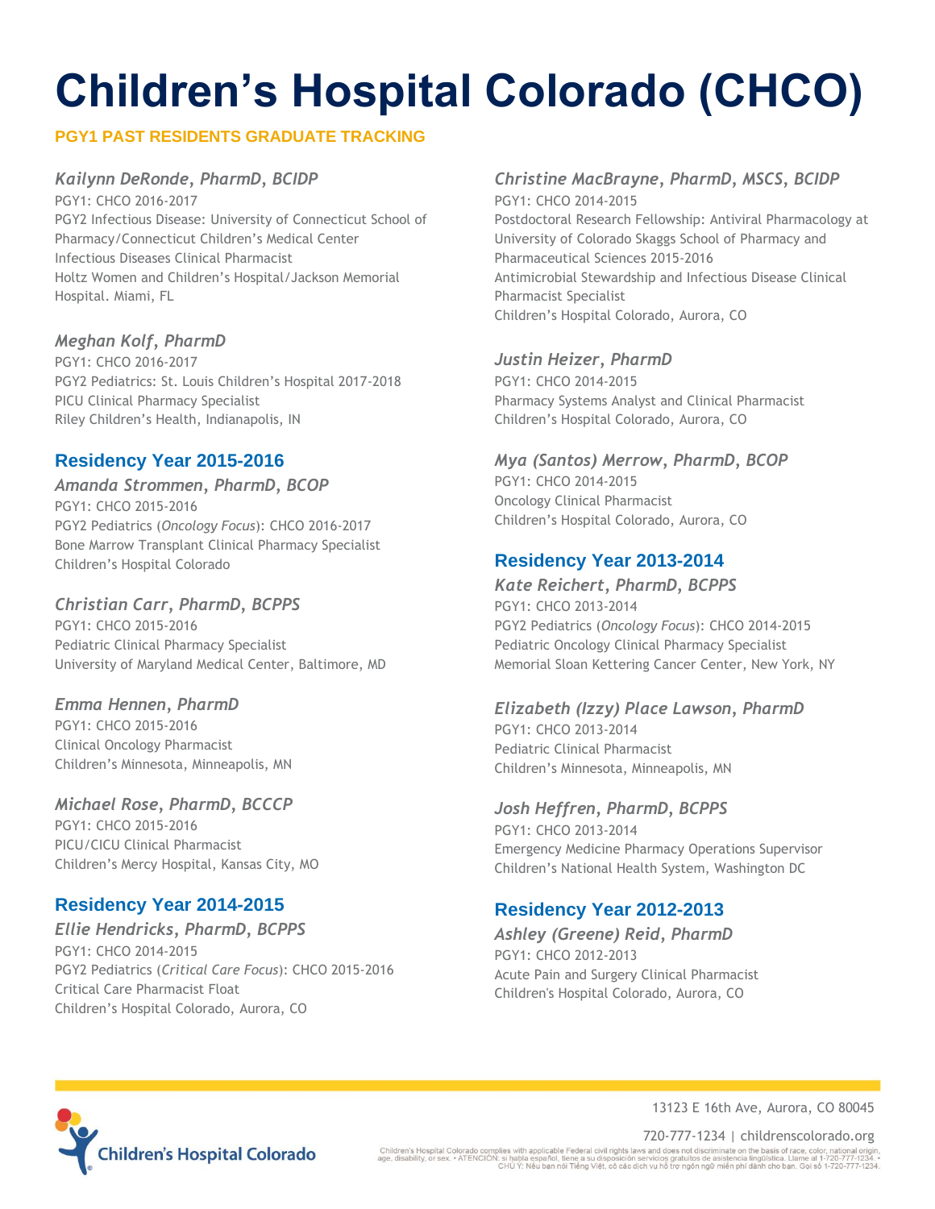# Children's Hospital Colorado (CHCO)

**PGY1 PAST RESIDENTS GRADUATE TRACKING**

### *Kailynn DeRonde, PharmD, BCIDP*

PGY1: CHCO 2016-2017
PGY2 Infectious Disease: University of Connecticut School of Pharmacy/Connecticut Children's Medical Center
Infectious Diseases Clinical Pharmacist
Holtz Women and Children's Hospital/Jackson Memorial Hospital. Miami, FL

### *Meghan Kolf, PharmD*

PGY1: CHCO 2016-2017
PGY2 Pediatrics: St. Louis Children's Hospital 2017-2018
PICU Clinical Pharmacy Specialist
Riley Children's Health, Indianapolis, IN

## Residency Year 2015-2016

### *Amanda Strommen, PharmD, BCOP*

PGY1: CHCO 2015-2016
PGY2 Pediatrics (*Oncology Focus*): CHCO 2016-2017
Bone Marrow Transplant Clinical Pharmacy Specialist
Children's Hospital Colorado

### *Christian Carr, PharmD, BCPPS*

PGY1: CHCO 2015-2016
Pediatric Clinical Pharmacy Specialist
University of Maryland Medical Center, Baltimore, MD

### *Emma Hennen, PharmD*

PGY1: CHCO 2015-2016
Clinical Oncology Pharmacist
Children's Minnesota, Minneapolis, MN

### *Michael Rose, PharmD, BCCCP*

PGY1: CHCO 2015-2016
PICU/CICU Clinical Pharmacist
Children's Mercy Hospital, Kansas City, MO

## Residency Year 2014-2015

### *Ellie Hendricks, PharmD, BCPPS*

PGY1: CHCO 2014-2015
PGY2 Pediatrics (*Critical Care Focus*): CHCO 2015-2016
Critical Care Pharmacist Float
Children's Hospital Colorado, Aurora, CO

### *Christine MacBrayne, PharmD, MSCS, BCIDP*

PGY1: CHCO 2014-2015
Postdoctoral Research Fellowship: Antiviral Pharmacology at University of Colorado Skaggs School of Pharmacy and Pharmaceutical Sciences 2015-2016
Antimicrobial Stewardship and Infectious Disease Clinical Pharmacist Specialist
Children's Hospital Colorado, Aurora, CO

### *Justin Heizer, PharmD*

PGY1: CHCO 2014-2015
Pharmacy Systems Analyst and Clinical Pharmacist
Children's Hospital Colorado, Aurora, CO

### *Mya (Santos) Merrow, PharmD, BCOP*

PGY1: CHCO 2014-2015
Oncology Clinical Pharmacist
Children's Hospital Colorado, Aurora, CO

## Residency Year 2013-2014

### *Kate Reichert, PharmD, BCPPS*

PGY1: CHCO 2013-2014
PGY2 Pediatrics (*Oncology Focus*): CHCO 2014-2015
Pediatric Oncology Clinical Pharmacy Specialist
Memorial Sloan Kettering Cancer Center, New York, NY

### *Elizabeth (Izzy) Place Lawson, PharmD*

PGY1: CHCO 2013-2014
Pediatric Clinical Pharmacist
Children's Minnesota, Minneapolis, MN

### *Josh Heffren, PharmD, BCPPS*

PGY1: CHCO 2013-2014
Emergency Medicine Pharmacy Operations Supervisor
Children's National Health System, Washington DC

## Residency Year 2012-2013

### *Ashley (Greene) Reid, PharmD*

PGY1: CHCO 2012-2013
Acute Pain and Surgery Clinical Pharmacist
Children's Hospital Colorado, Aurora, CO

Children's Hospital Colorado

13123 E 16th Ave, Aurora, CO 80045
720-777-1234 | childrenscolorado.org

Children's Hospital Colorado complies with applicable Federal civil rights laws and does not discriminate on the basis of race, color, national origin, age, disability, or sex. • ATENCIÓN: si habla español, tiene a su disposición servicios gratuitos de asistencia lingüística. Llame al 1-720-777-1234. • CHÚ Ý: Nếu bạn nói Tiếng Việt, có các dịch vụ hỗ trợ ngôn ngữ miễn phí dành cho bạn. Gọi số 1-720-777-1234.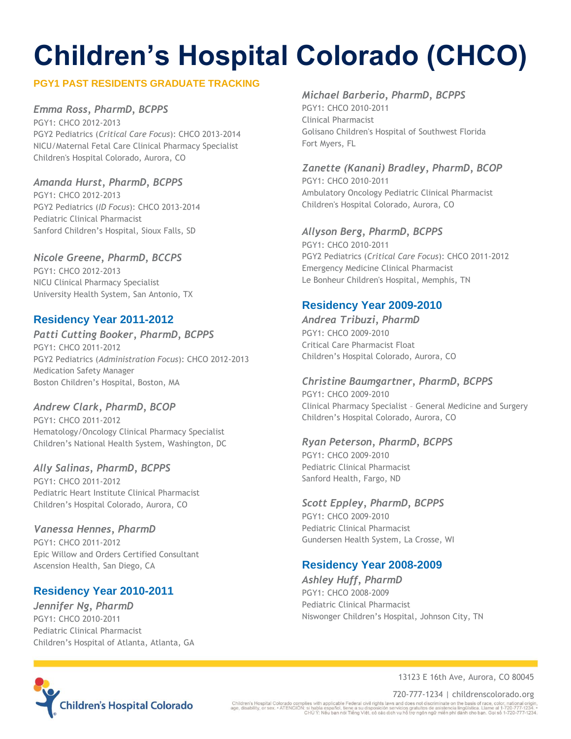# Children's Hospital Colorado (CHCO)

## PGY1 PAST RESIDENTS GRADUATE TRACKING

*Emma Ross, PharmD, BCPPS*
PGY1: CHCO 2012-2013
PGY2 Pediatrics (*Critical Care Focus*): CHCO 2013-2014
NICU/Maternal Fetal Care Clinical Pharmacy Specialist
Children's Hospital Colorado, Aurora, CO

*Amanda Hurst, PharmD, BCPPS*
PGY1: CHCO 2012-2013
PGY2 Pediatrics (*ID Focus*): CHCO 2013-2014
Pediatric Clinical Pharmacist
Sanford Children's Hospital, Sioux Falls, SD

*Nicole Greene, PharmD, BCCPS*
PGY1: CHCO 2012-2013
NICU Clinical Pharmacy Specialist
University Health System, San Antonio, TX

## Residency Year 2011-2012

*Patti Cutting Booker, PharmD, BCPPS*
PGY1: CHCO 2011-2012
PGY2 Pediatrics (*Administration Focus*): CHCO 2012-2013
Medication Safety Manager
Boston Children's Hospital, Boston, MA

*Andrew Clark, PharmD, BCOP*
PGY1: CHCO 2011-2012
Hematology/Oncology Clinical Pharmacy Specialist
Children's National Health System, Washington, DC

*Ally Salinas, PharmD, BCPPS*
PGY1: CHCO 2011-2012
Pediatric Heart Institute Clinical Pharmacist
Children's Hospital Colorado, Aurora, CO

*Vanessa Hennes, PharmD*
PGY1: CHCO 2011-2012
Epic Willow and Orders Certified Consultant
Ascension Health, San Diego, CA

## Residency Year 2010-2011

*Jennifer Ng, PharmD*
PGY1: CHCO 2010-2011
Pediatric Clinical Pharmacist
Children's Hospital of Atlanta, Atlanta, GA

*Michael Barberio, PharmD, BCPPS*
PGY1: CHCO 2010-2011
Clinical Pharmacist
Golisano Children's Hospital of Southwest Florida
Fort Myers, FL

*Zanette (Kanani) Bradley, PharmD, BCOP*
PGY1: CHCO 2010-2011
Ambulatory Oncology Pediatric Clinical Pharmacist
Children's Hospital Colorado, Aurora, CO

*Allyson Berg, PharmD, BCPPS*
PGY1: CHCO 2010-2011
PGY2 Pediatrics (*Critical Care Focus*): CHCO 2011-2012
Emergency Medicine Clinical Pharmacist
Le Bonheur Children's Hospital, Memphis, TN

## Residency Year 2009-2010

*Andrea Tribuzi, PharmD*
PGY1: CHCO 2009-2010
Critical Care Pharmacist Float
Children's Hospital Colorado, Aurora, CO

*Christine Baumgartner, PharmD, BCPPS*
PGY1: CHCO 2009-2010
Clinical Pharmacy Specialist – General Medicine and Surgery
Children's Hospital Colorado, Aurora, CO

*Ryan Peterson, PharmD, BCPPS*
PGY1: CHCO 2009-2010
Pediatric Clinical Pharmacist
Sanford Health, Fargo, ND

*Scott Eppley, PharmD, BCPPS*
PGY1: CHCO 2009-2010
Pediatric Clinical Pharmacist
Gundersen Health System, La Crosse, WI

## Residency Year 2008-2009

*Ashley Huff, PharmD*
PGY1: CHCO 2008-2009
Pediatric Clinical Pharmacist
Niswonger Children's Hospital, Johnson City, TN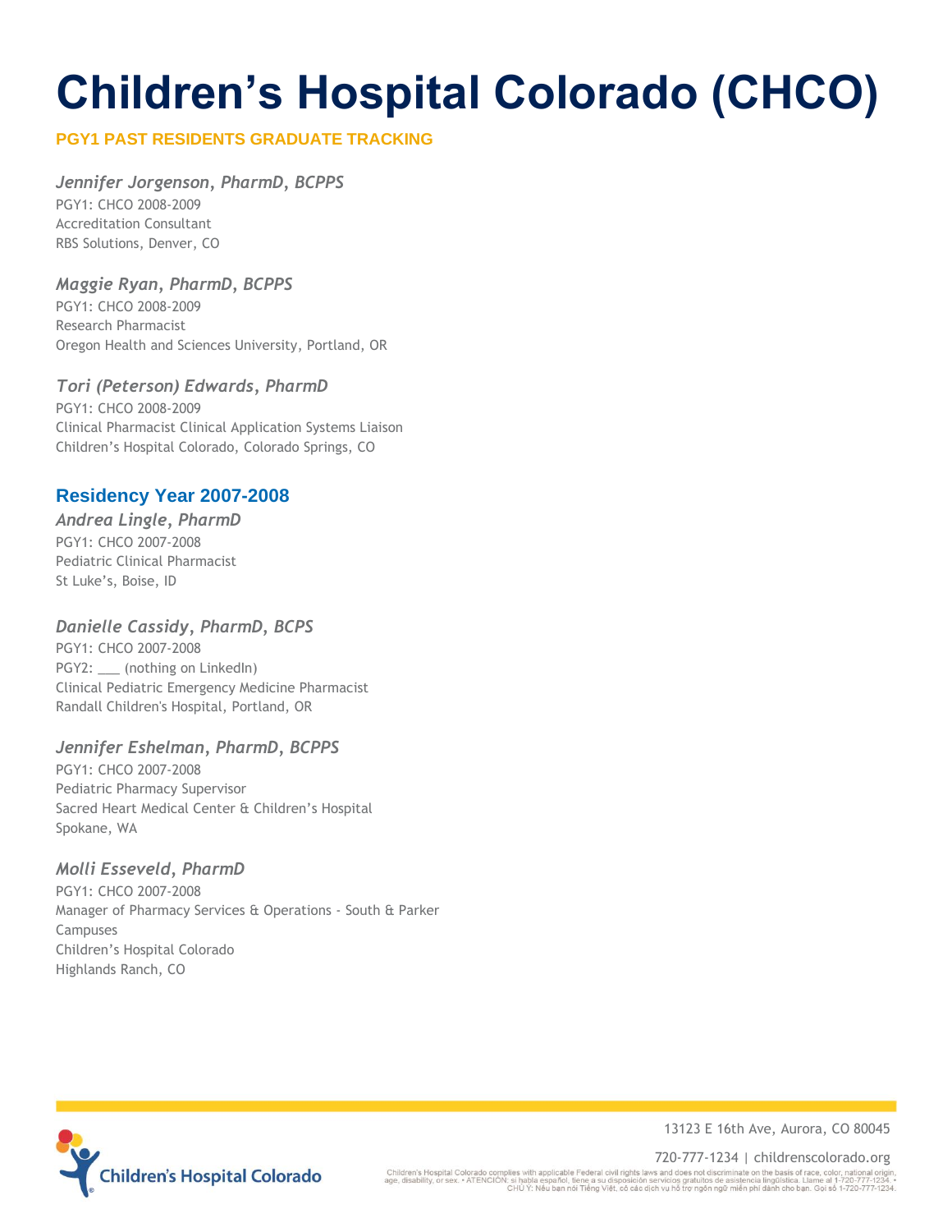# Children's Hospital Colorado (CHCO)

**PGY1 PAST RESIDENTS GRADUATE TRACKING**

*Jennifer Jorgenson, PharmD, BCPPS*
PGY1: CHCO 2008-2009
Accreditation Consultant
RBS Solutions, Denver, CO

*Maggie Ryan, PharmD, BCPPS*
PGY1: CHCO 2008-2009
Research Pharmacist
Oregon Health and Sciences University, Portland, OR

*Tori (Peterson) Edwards, PharmD*
PGY1: CHCO 2008-2009
Clinical Pharmacist Clinical Application Systems Liaison
Children's Hospital Colorado, Colorado Springs, CO

## Residency Year 2007-2008

*Andrea Lingle, PharmD*
PGY1: CHCO 2007-2008
Pediatric Clinical Pharmacist
St Luke's, Boise, ID

*Danielle Cassidy, PharmD, BCPS*
PGY1: CHCO 2007-2008
PGY2: ___ (nothing on LinkedIn)
Clinical Pediatric Emergency Medicine Pharmacist
Randall Children's Hospital, Portland, OR

*Jennifer Eshelman, PharmD, BCPPS*
PGY1: CHCO 2007-2008
Pediatric Pharmacy Supervisor
Sacred Heart Medical Center & Children's Hospital
Spokane, WA

*Molli Esseveld, PharmD*
PGY1: CHCO 2007-2008
Manager of Pharmacy Services & Operations - South & Parker Campuses
Children's Hospital Colorado
Highlands Ranch, CO